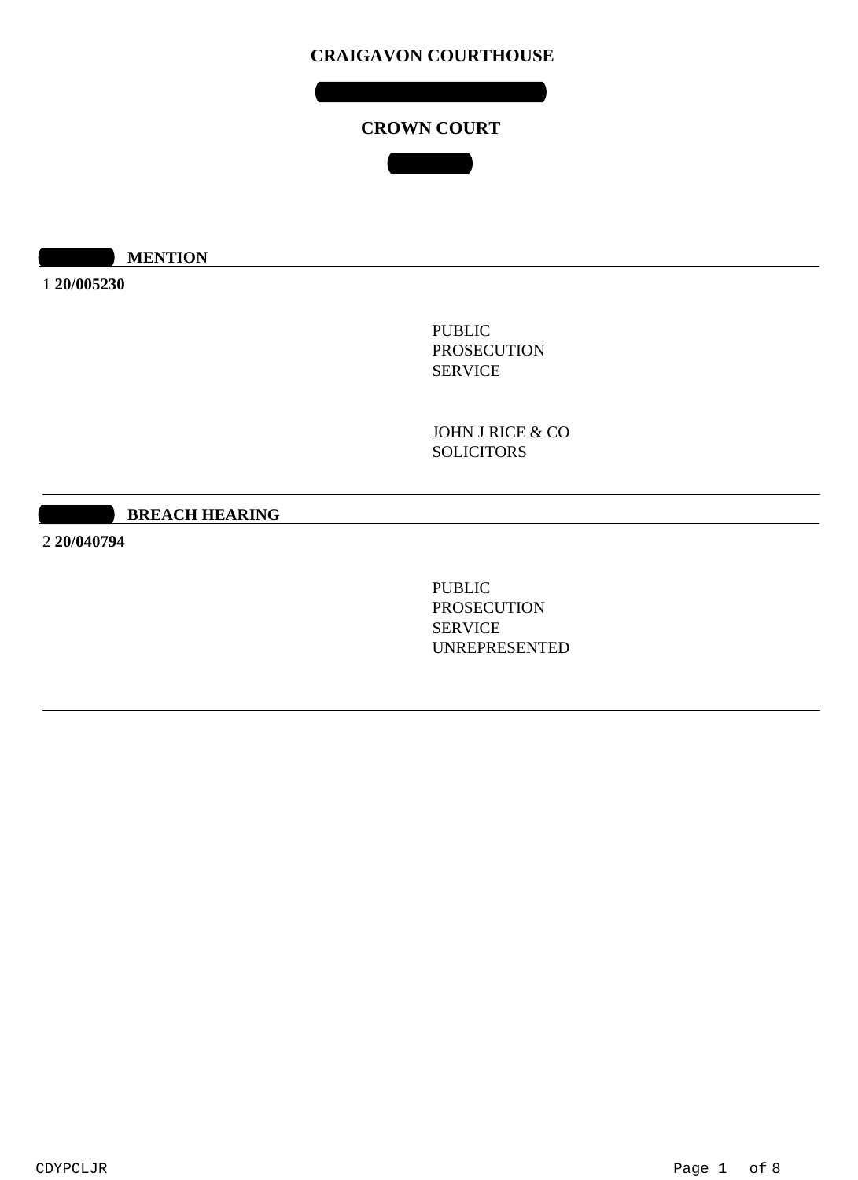# CRAIGAVON COURTHOUSE

## CROWN COURT

**MENTION**

1 **20/005230**

PUBLIC PROSECUTION SERVICE

JOHN J RICE & CO SOLICITORS

---

**BREACH HEARING**

2 **20/040794**

PUBLIC PROSECUTION SERVICE
UNREPRESENTED

---

CDYPCLJR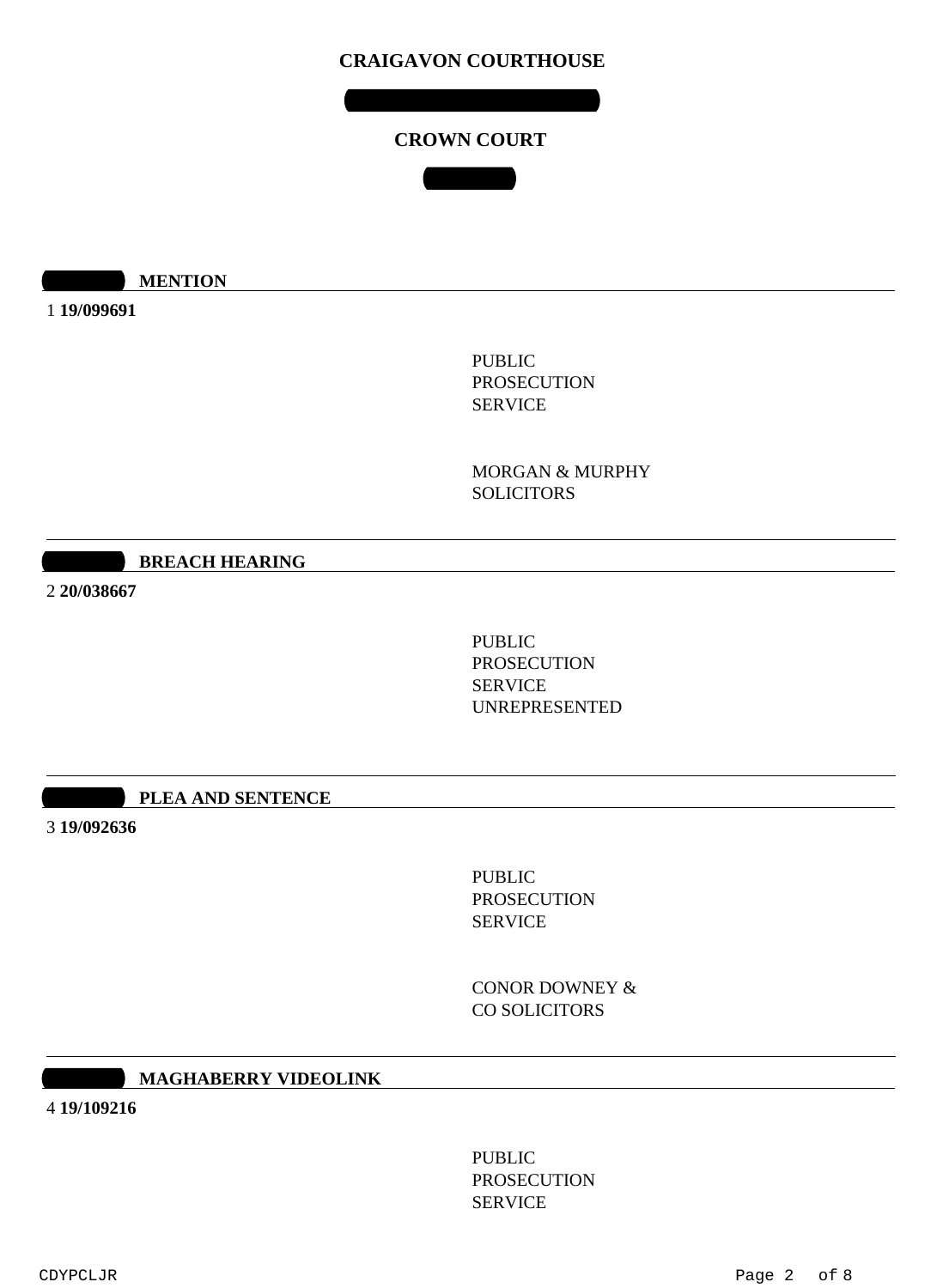# CRAIGAVON COURTHOUSE

## CROWN COURT

**MENTION**

1 **19/099691**

PUBLIC PROSECUTION SERVICE

MORGAN & MURPHY SOLICITORS

**BREACH HEARING**

2 **20/038667**

PUBLIC PROSECUTION SERVICE

UNREPRESENTED

**PLEA AND SENTENCE**

3 **19/092636**

PUBLIC PROSECUTION SERVICE

CONOR DOWNEY & CO SOLICITORS

**MAGHABERRY VIDEOLINK**

4 **19/109216**

PUBLIC PROSECUTION SERVICE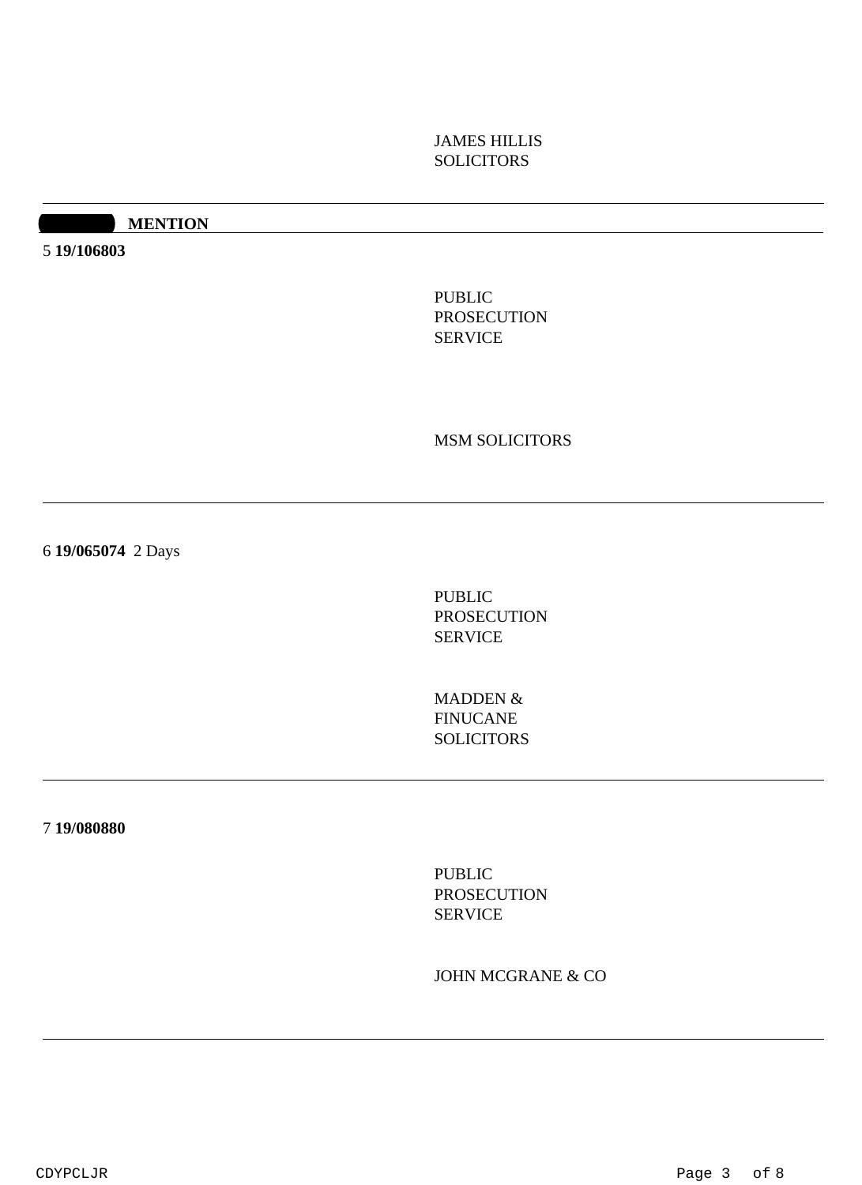JAMES HILLIS
SOLICITORS

---

**MENTION**

5 **19/106803**

PUBLIC
PROSECUTION
SERVICE

MSM SOLICITORS

---

6 **19/065074** 2 Days

PUBLIC
PROSECUTION
SERVICE

MADDEN &
FINUCANE
SOLICITORS

---

7 **19/080880**

PUBLIC
PROSECUTION
SERVICE

JOHN MCGRANE & CO

---

CDYPCLJR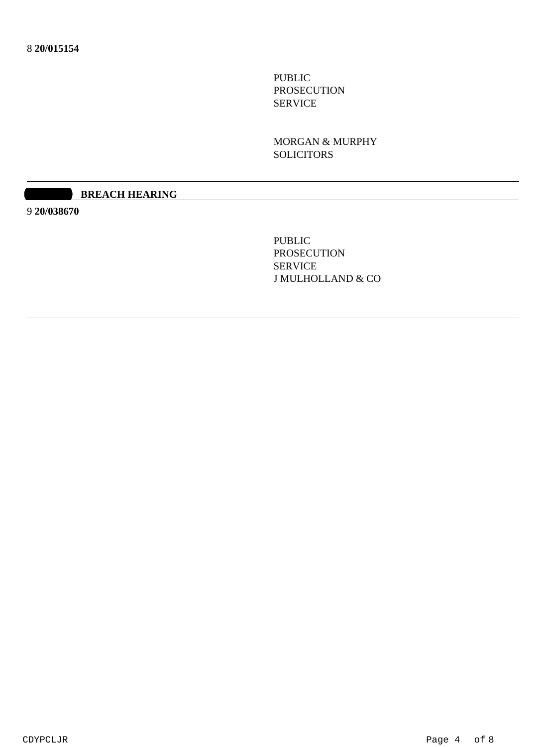8 **20/015154**

PUBLIC
PROSECUTION
SERVICE

MORGAN & MURPHY
SOLICITORS

---

**BREACH HEARING**

9 **20/038670**

PUBLIC
PROSECUTION
SERVICE
J MULHOLLAND & CO

---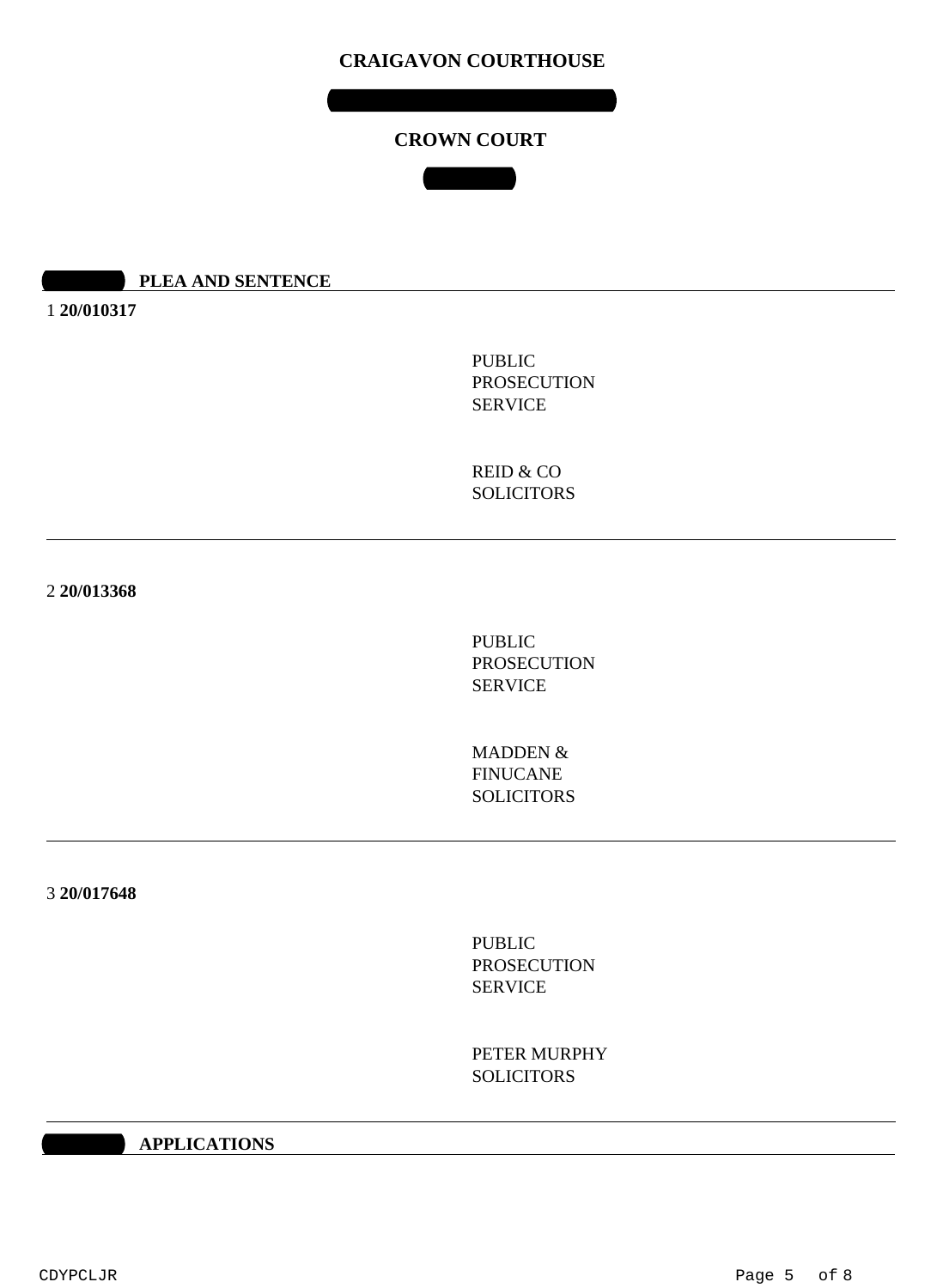# CRAIGAVON COURTHOUSE

## CROWN COURT

### PLEA AND SENTENCE

1 **20/010317**

PUBLIC PROSECUTION SERVICE

REID & CO SOLICITORS

---

2 **20/013368**

PUBLIC PROSECUTION SERVICE

MADDEN & FINUCANE SOLICITORS

---

3 **20/017648**

PUBLIC PROSECUTION SERVICE

PETER MURPHY SOLICITORS

---

### APPLICATIONS

CDYPCLJR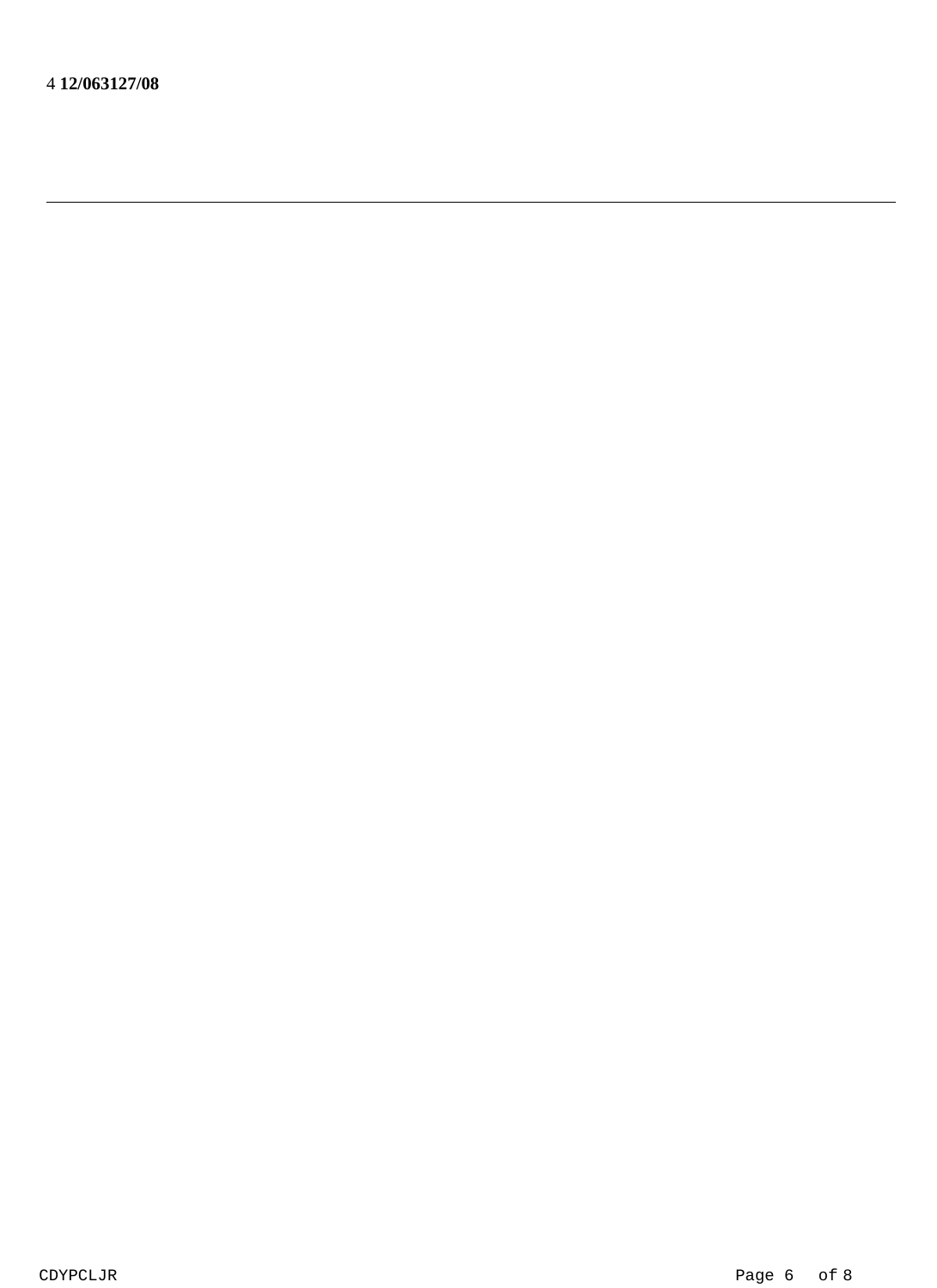4 **12/063127/08**

---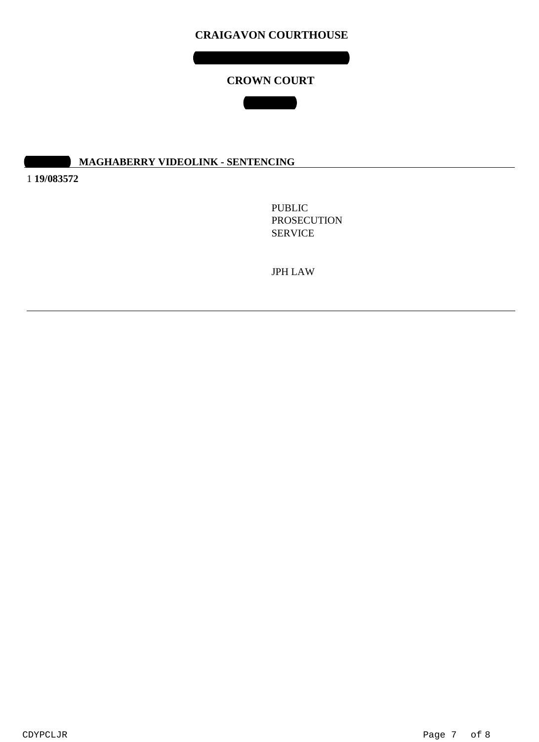# CRAIGAVON COURTHOUSE

## CROWN COURT

**MAGHABERRY VIDEOLINK - SENTENCING**

1 **19/083572**

PUBLIC PROSECUTION SERVICE

JPH LAW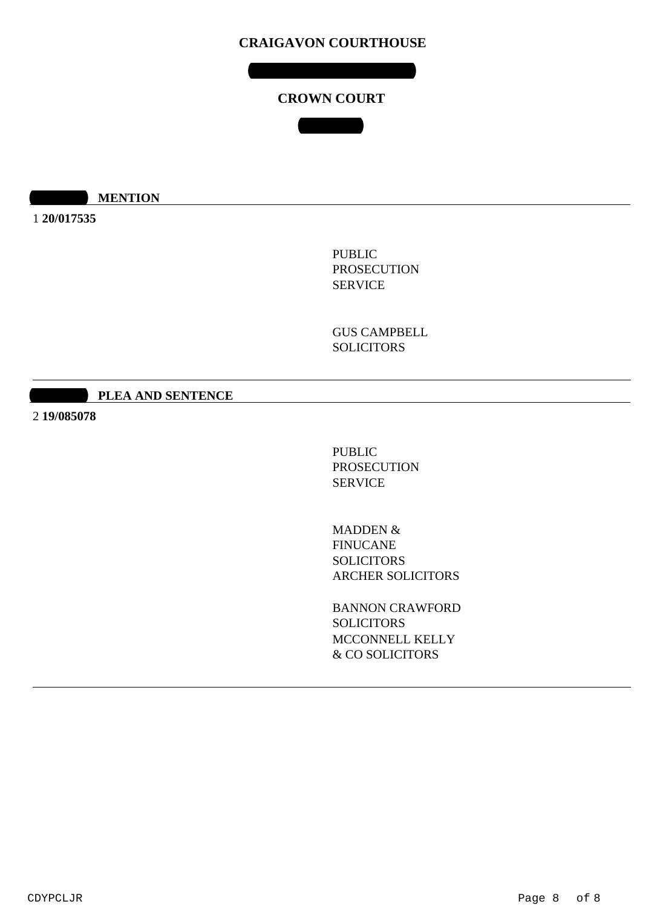# CRAIGAVON COURTHOUSE

## CROWN COURT

**MENTION**

1 **20/017535**

PUBLIC PROSECUTION SERVICE

GUS CAMPBELL SOLICITORS

**PLEA AND SENTENCE**

2 **19/085078**

PUBLIC PROSECUTION SERVICE

MADDEN & FINUCANE SOLICITORS
ARCHER SOLICITORS

BANNON CRAWFORD SOLICITORS
MCCONNELL KELLY & CO SOLICITORS